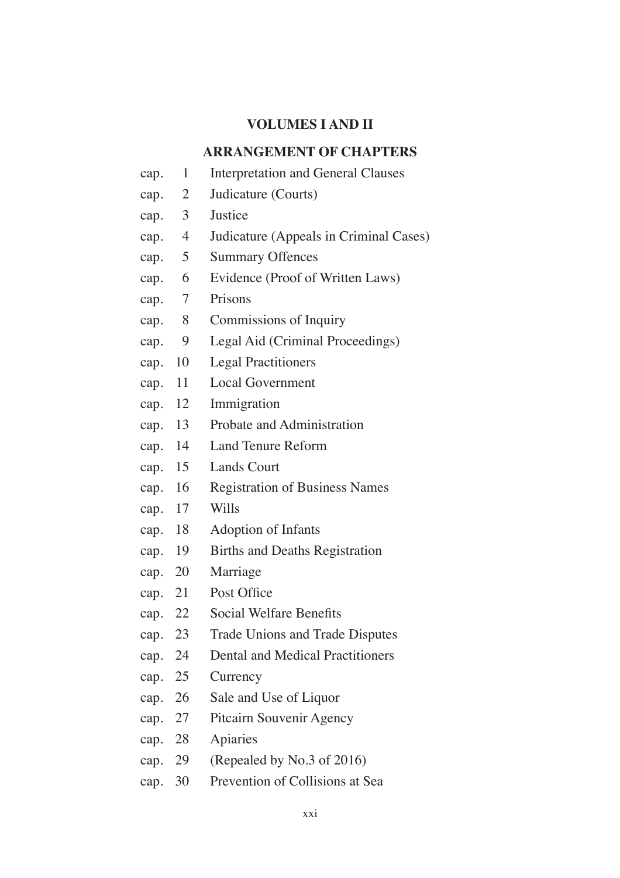## VOLUMES I AND II

## ARRANGEMENT OF CHAPTERS

| | | |
|---|---|---|
| cap. | 1 | Interpretation and General Clauses |
| cap. | 2 | Judicature (Courts) |
| cap. | 3 | Justice |
| cap. | 4 | Judicature (Appeals in Criminal Cases) |
| cap. | 5 | Summary Offences |
| cap. | 6 | Evidence (Proof of Written Laws) |
| cap. | 7 | Prisons |
| cap. | 8 | Commissions of Inquiry |
| cap. | 9 | Legal Aid (Criminal Proceedings) |
| cap. | 10 | Legal Practitioners |
| cap. | 11 | Local Government |
| cap. | 12 | Immigration |
| cap. | 13 | Probate and Administration |
| cap. | 14 | Land Tenure Reform |
| cap. | 15 | Lands Court |
| cap. | 16 | Registration of Business Names |
| cap. | 17 | Wills |
| cap. | 18 | Adoption of Infants |
| cap. | 19 | Births and Deaths Registration |
| cap. | 20 | Marriage |
| cap. | 21 | Post Office |
| cap. | 22 | Social Welfare Benefits |
| cap. | 23 | Trade Unions and Trade Disputes |
| cap. | 24 | Dental and Medical Practitioners |
| cap. | 25 | Currency |
| cap. | 26 | Sale and Use of Liquor |
| cap. | 27 | Pitcairn Souvenir Agency |
| cap. | 28 | Apiaries |
| cap. | 29 | (Repealed by No.3 of 2016) |
| cap. | 30 | Prevention of Collisions at Sea |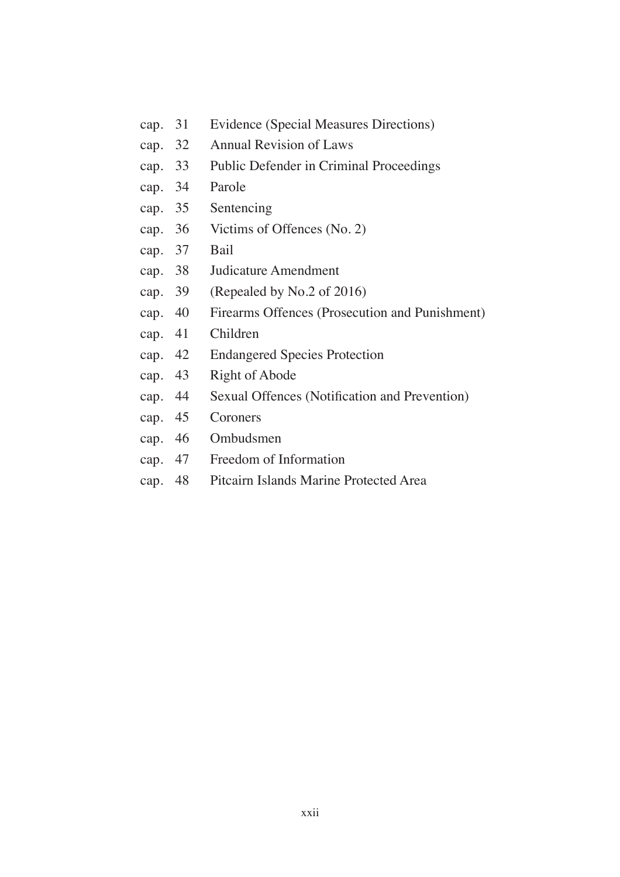cap. 31 Evidence (Special Measures Directions)
cap. 32 Annual Revision of Laws
cap. 33 Public Defender in Criminal Proceedings
cap. 34 Parole
cap. 35 Sentencing
cap. 36 Victims of Offences (No. 2)
cap. 37 Bail
cap. 38 Judicature Amendment
cap. 39 (Repealed by No.2 of 2016)
cap. 40 Firearms Offences (Prosecution and Punishment)
cap. 41 Children
cap. 42 Endangered Species Protection
cap. 43 Right of Abode
cap. 44 Sexual Offences (Notification and Prevention)
cap. 45 Coroners
cap. 46 Ombudsmen
cap. 47 Freedom of Information
cap. 48 Pitcairn Islands Marine Protected Area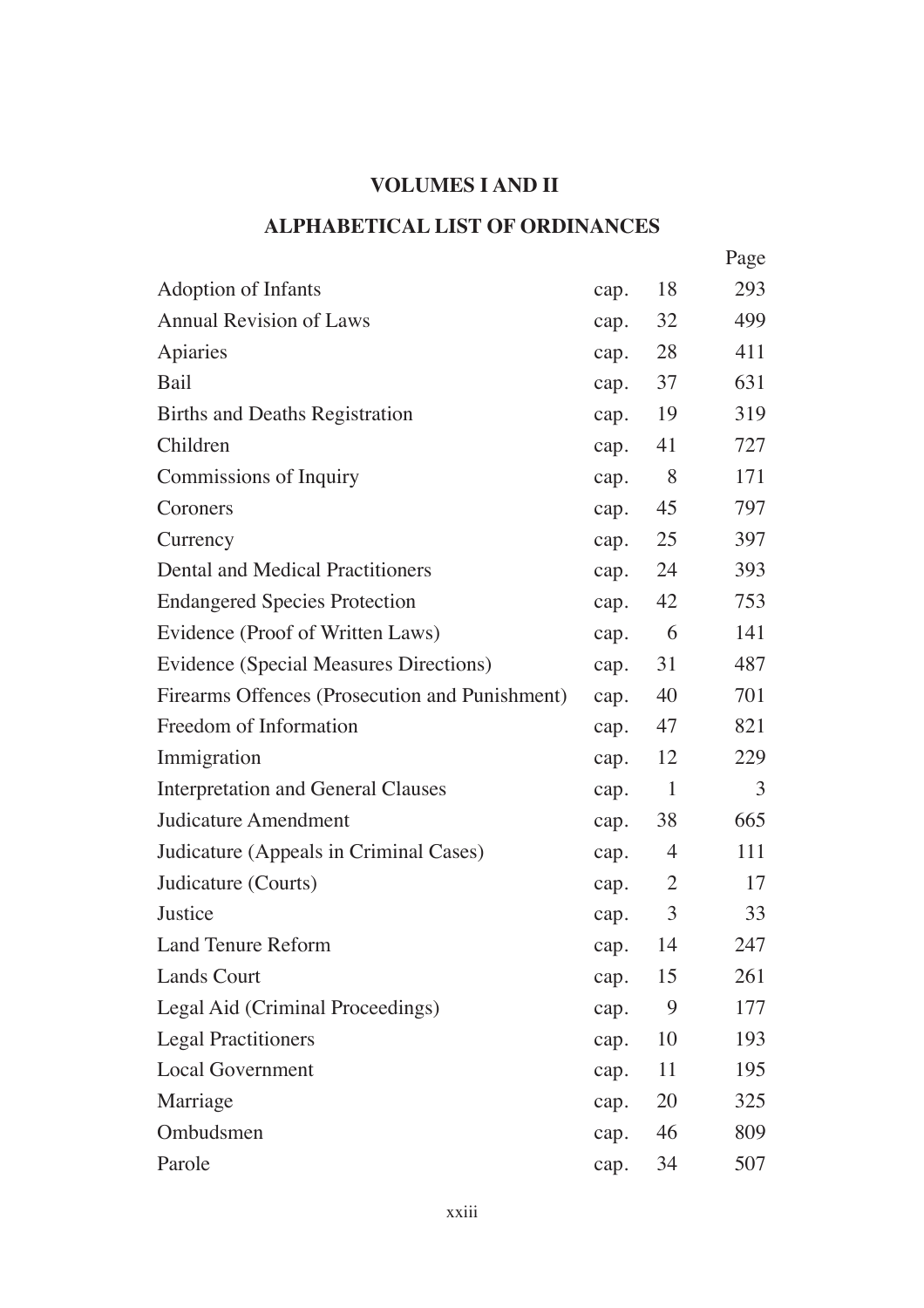## VOLUMES I AND II

## ALPHABETICAL LIST OF ORDINANCES

| | | | Page |
|---|---|---|---|
| Adoption of Infants | cap. | 18 | 293 |
| Annual Revision of Laws | cap. | 32 | 499 |
| Apiaries | cap. | 28 | 411 |
| Bail | cap. | 37 | 631 |
| Births and Deaths Registration | cap. | 19 | 319 |
| Children | cap. | 41 | 727 |
| Commissions of Inquiry | cap. | 8 | 171 |
| Coroners | cap. | 45 | 797 |
| Currency | cap. | 25 | 397 |
| Dental and Medical Practitioners | cap. | 24 | 393 |
| Endangered Species Protection | cap. | 42 | 753 |
| Evidence (Proof of Written Laws) | cap. | 6 | 141 |
| Evidence (Special Measures Directions) | cap. | 31 | 487 |
| Firearms Offences (Prosecution and Punishment) | cap. | 40 | 701 |
| Freedom of Information | cap. | 47 | 821 |
| Immigration | cap. | 12 | 229 |
| Interpretation and General Clauses | cap. | 1 | 3 |
| Judicature Amendment | cap. | 38 | 665 |
| Judicature (Appeals in Criminal Cases) | cap. | 4 | 111 |
| Judicature (Courts) | cap. | 2 | 17 |
| Justice | cap. | 3 | 33 |
| Land Tenure Reform | cap. | 14 | 247 |
| Lands Court | cap. | 15 | 261 |
| Legal Aid (Criminal Proceedings) | cap. | 9 | 177 |
| Legal Practitioners | cap. | 10 | 193 |
| Local Government | cap. | 11 | 195 |
| Marriage | cap. | 20 | 325 |
| Ombudsmen | cap. | 46 | 809 |
| Parole | cap. | 34 | 507 |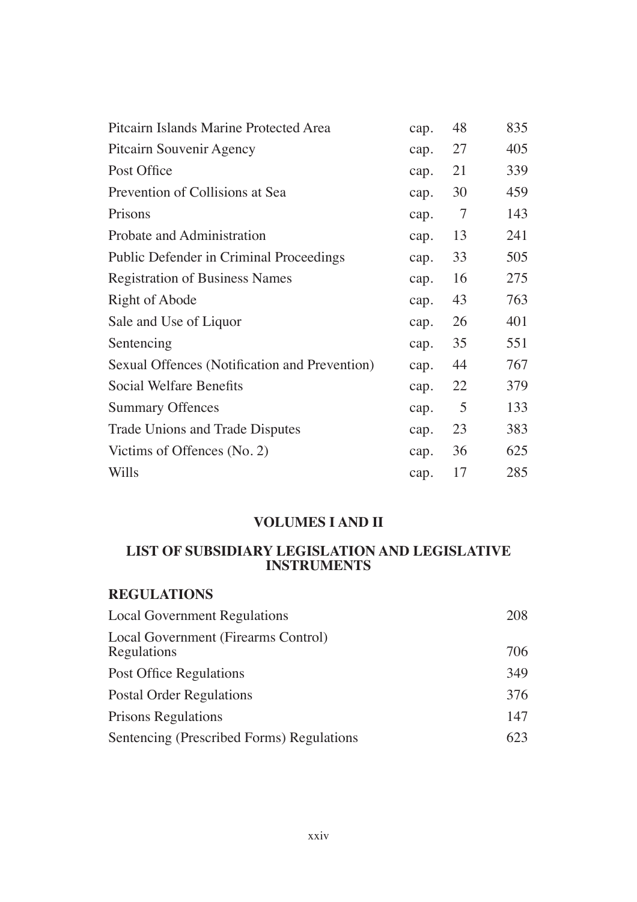| | | | |
|---|---|---|---|
| Pitcairn Islands Marine Protected Area | cap. | 48 | 835 |
| Pitcairn Souvenir Agency | cap. | 27 | 405 |
| Post Office | cap. | 21 | 339 |
| Prevention of Collisions at Sea | cap. | 30 | 459 |
| Prisons | cap. | 7 | 143 |
| Probate and Administration | cap. | 13 | 241 |
| Public Defender in Criminal Proceedings | cap. | 33 | 505 |
| Registration of Business Names | cap. | 16 | 275 |
| Right of Abode | cap. | 43 | 763 |
| Sale and Use of Liquor | cap. | 26 | 401 |
| Sentencing | cap. | 35 | 551 |
| Sexual Offences (Notification and Prevention) | cap. | 44 | 767 |
| Social Welfare Benefits | cap. | 22 | 379 |
| Summary Offences | cap. | 5 | 133 |
| Trade Unions and Trade Disputes | cap. | 23 | 383 |
| Victims of Offences (No. 2) | cap. | 36 | 625 |
| Wills | cap. | 17 | 285 |

## VOLUMES I AND II

## LIST OF SUBSIDIARY LEGISLATION AND LEGISLATIVE INSTRUMENTS

### REGULATIONS

| | |
|---|---|
| Local Government Regulations | 208 |
| Local Government (Firearms Control) Regulations | 706 |
| Post Office Regulations | 349 |
| Postal Order Regulations | 376 |
| Prisons Regulations | 147 |
| Sentencing (Prescribed Forms) Regulations | 623 |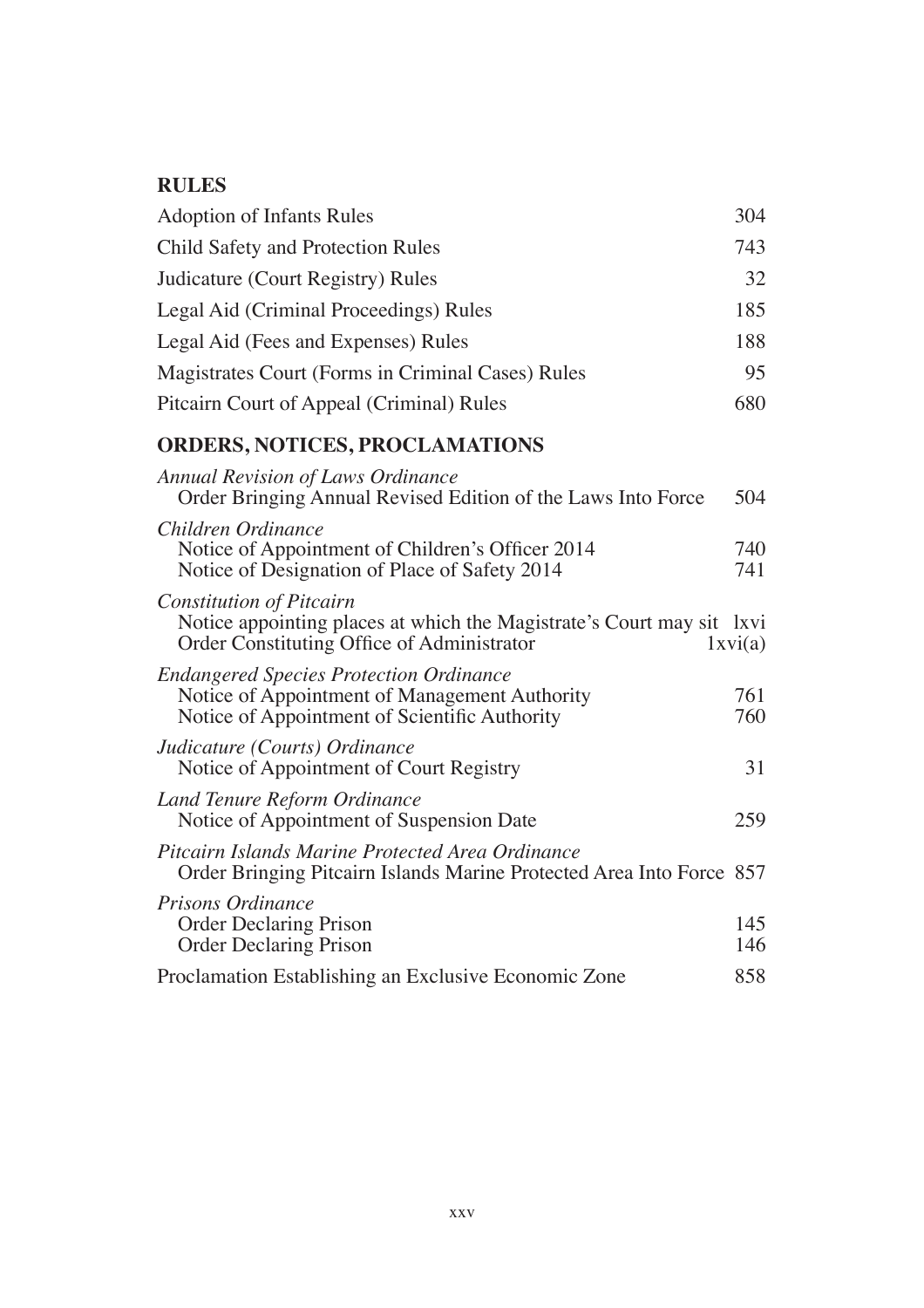## RULES

| | |
|---|---|
| Adoption of Infants Rules | 304 |
| Child Safety and Protection Rules | 743 |
| Judicature (Court Registry) Rules | 32 |
| Legal Aid (Criminal Proceedings) Rules | 185 |
| Legal Aid (Fees and Expenses) Rules | 188 |
| Magistrates Court (Forms in Criminal Cases) Rules | 95 |
| Pitcairn Court of Appeal (Criminal) Rules | 680 |

## ORDERS, NOTICES, PROCLAMATIONS

| | |
|---|---|
| *Annual Revision of Laws Ordinance* | |
| Order Bringing Annual Revised Edition of the Laws Into Force | 504 |
| *Children Ordinance* | |
| Notice of Appointment of Children's Officer 2014 | 740 |
| Notice of Designation of Place of Safety 2014 | 741 |
| *Constitution of Pitcairn* | |
| Notice appointing places at which the Magistrate's Court may sit | lxvi |
| Order Constituting Office of Administrator | 1xvi(a) |
| *Endangered Species Protection Ordinance* | |
| Notice of Appointment of Management Authority | 761 |
| Notice of Appointment of Scientific Authority | 760 |
| *Judicature (Courts) Ordinance* | |
| Notice of Appointment of Court Registry | 31 |
| *Land Tenure Reform Ordinance* | |
| Notice of Appointment of Suspension Date | 259 |
| *Pitcairn Islands Marine Protected Area Ordinance* | |
| Order Bringing Pitcairn Islands Marine Protected Area Into Force | 857 |
| *Prisons Ordinance* | |
| Order Declaring Prison | 145 |
| Order Declaring Prison | 146 |
| Proclamation Establishing an Exclusive Economic Zone | 858 |